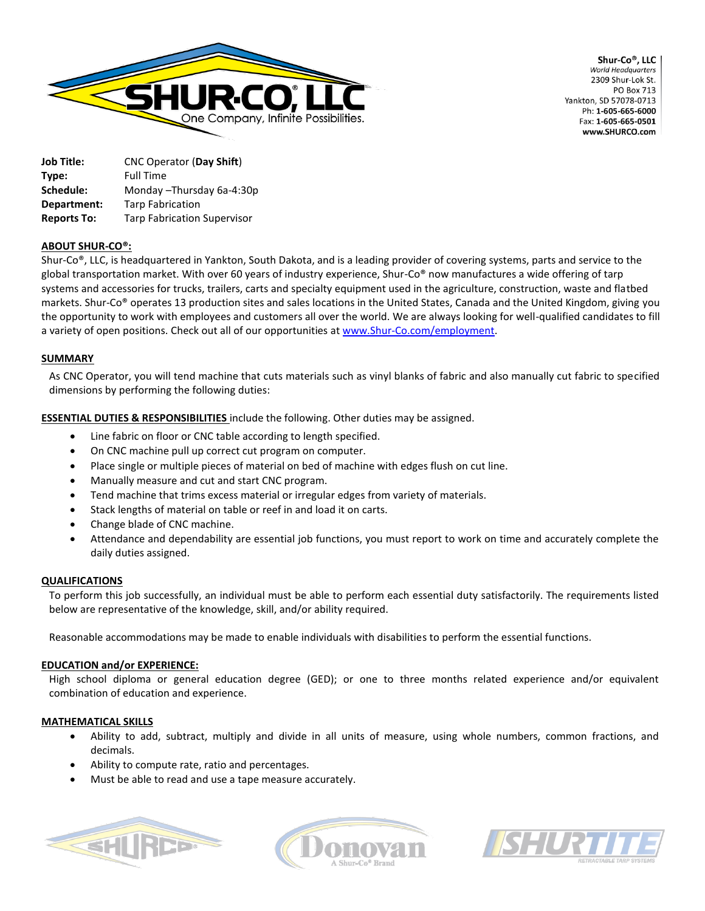**Shur-Co®, LLC**
*World Headquarters*
2309 Shur-Lok St.
PO Box 713
Yankton, SD 57078-0713
Ph: **1-605-665-6000**
Fax: **1-605-665-0501**
**www.SHURCO.com**

| | |
|---|---|
| **Job Title:** | CNC Operator (**Day Shift**) |
| **Type:** | Full Time |
| **Schedule:** | Monday –Thursday 6a-4:30p |
| **Department:** | Tarp Fabrication |
| **Reports To:** | Tarp Fabrication Supervisor |

## ABOUT SHUR-CO®:

Shur-Co®, LLC, is headquartered in Yankton, South Dakota, and is a leading provider of covering systems, parts and service to the global transportation market. With over 60 years of industry experience, Shur-Co® now manufactures a wide offering of tarp systems and accessories for trucks, trailers, carts and specialty equipment used in the agriculture, construction, waste and flatbed markets. Shur-Co® operates 13 production sites and sales locations in the United States, Canada and the United Kingdom, giving you the opportunity to work with employees and customers all over the world. We are always looking for well-qualified candidates to fill a variety of open positions. Check out all of our opportunities at www.Shur-Co.com/employment.

## SUMMARY

As CNC Operator, you will tend machine that cuts materials such as vinyl blanks of fabric and also manually cut fabric to specified dimensions by performing the following duties:

**ESSENTIAL DUTIES & RESPONSIBILITIES** include the following. Other duties may be assigned.

- Line fabric on floor or CNC table according to length specified.
- On CNC machine pull up correct cut program on computer.
- Place single or multiple pieces of material on bed of machine with edges flush on cut line.
- Manually measure and cut and start CNC program.
- Tend machine that trims excess material or irregular edges from variety of materials.
- Stack lengths of material on table or reef in and load it on carts.
- Change blade of CNC machine.
- Attendance and dependability are essential job functions, you must report to work on time and accurately complete the daily duties assigned.

## QUALIFICATIONS

To perform this job successfully, an individual must be able to perform each essential duty satisfactorily. The requirements listed below are representative of the knowledge, skill, and/or ability required.

Reasonable accommodations may be made to enable individuals with disabilities to perform the essential functions.

## EDUCATION and/or EXPERIENCE:

High school diploma or general education degree (GED); or one to three months related experience and/or equivalent combination of education and experience.

## MATHEMATICAL SKILLS

- Ability to add, subtract, multiply and divide in all units of measure, using whole numbers, common fractions, and decimals.
- Ability to compute rate, ratio and percentages.
- Must be able to read and use a tape measure accurately.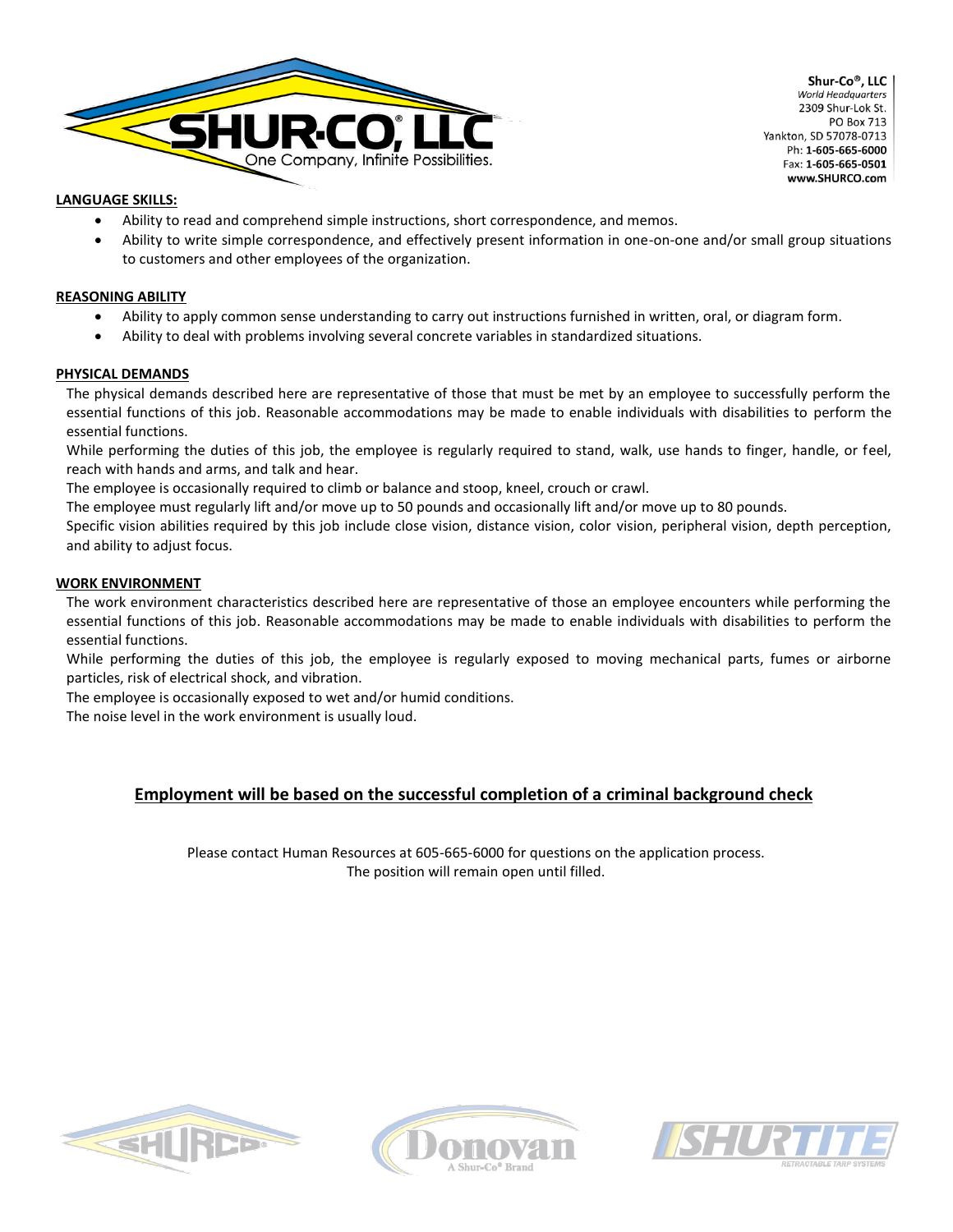**Shur-Co®, LLC**
*World Headquarters*
2309 Shur-Lok St.
PO Box 713
Yankton, SD 57078-0713
Ph: **1-605-665-6000**
Fax: **1-605-665-0501**
**www.SHURCO.com**

## LANGUAGE SKILLS:

- Ability to read and comprehend simple instructions, short correspondence, and memos.
- Ability to write simple correspondence, and effectively present information in one-on-one and/or small group situations to customers and other employees of the organization.

## REASONING ABILITY

- Ability to apply common sense understanding to carry out instructions furnished in written, oral, or diagram form.
- Ability to deal with problems involving several concrete variables in standardized situations.

## PHYSICAL DEMANDS

The physical demands described here are representative of those that must be met by an employee to successfully perform the essential functions of this job. Reasonable accommodations may be made to enable individuals with disabilities to perform the essential functions.

While performing the duties of this job, the employee is regularly required to stand, walk, use hands to finger, handle, or feel, reach with hands and arms, and talk and hear.

The employee is occasionally required to climb or balance and stoop, kneel, crouch or crawl.

The employee must regularly lift and/or move up to 50 pounds and occasionally lift and/or move up to 80 pounds.

Specific vision abilities required by this job include close vision, distance vision, color vision, peripheral vision, depth perception, and ability to adjust focus.

## WORK ENVIRONMENT

The work environment characteristics described here are representative of those an employee encounters while performing the essential functions of this job. Reasonable accommodations may be made to enable individuals with disabilities to perform the essential functions.

While performing the duties of this job, the employee is regularly exposed to moving mechanical parts, fumes or airborne particles, risk of electrical shock, and vibration.

The employee is occasionally exposed to wet and/or humid conditions.

The noise level in the work environment is usually loud.

**Employment will be based on the successful completion of a criminal background check**

Please contact Human Resources at 605-665-6000 for questions on the application process.
The position will remain open until filled.